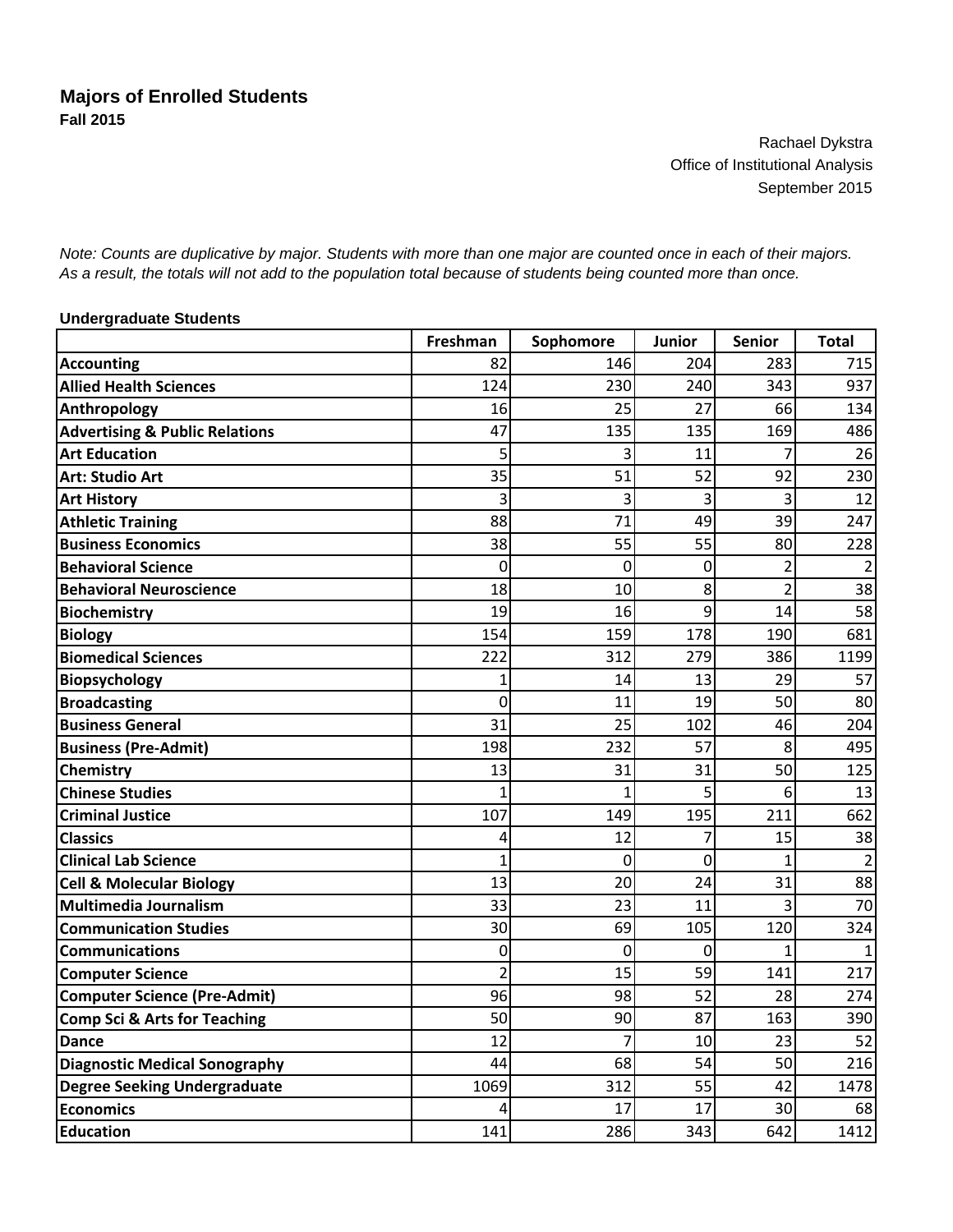## Majors of Enrolled Students

**Fall 2015**

Rachael Dykstra
Office of Institutional Analysis
September 2015

*Note: Counts are duplicative by major. Students with more than one major are counted once in each of their majors. As a result, the totals will not add to the population total because of students being counted more than once.*

**Undergraduate Students**

| | Freshman | Sophomore | Junior | Senior | Total |
|---|---|---|---|---|---|
| **Accounting** | 82 | 146 | 204 | 283 | 715 |
| **Allied Health Sciences** | 124 | 230 | 240 | 343 | 937 |
| **Anthropology** | 16 | 25 | 27 | 66 | 134 |
| **Advertising & Public Relations** | 47 | 135 | 135 | 169 | 486 |
| **Art Education** | 5 | 3 | 11 | 7 | 26 |
| **Art: Studio Art** | 35 | 51 | 52 | 92 | 230 |
| **Art History** | 3 | 3 | 3 | 3 | 12 |
| **Athletic Training** | 88 | 71 | 49 | 39 | 247 |
| **Business Economics** | 38 | 55 | 55 | 80 | 228 |
| **Behavioral Science** | 0 | 0 | 0 | 2 | 2 |
| **Behavioral Neuroscience** | 18 | 10 | 8 | 2 | 38 |
| **Biochemistry** | 19 | 16 | 9 | 14 | 58 |
| **Biology** | 154 | 159 | 178 | 190 | 681 |
| **Biomedical Sciences** | 222 | 312 | 279 | 386 | 1199 |
| **Biopsychology** | 1 | 14 | 13 | 29 | 57 |
| **Broadcasting** | 0 | 11 | 19 | 50 | 80 |
| **Business General** | 31 | 25 | 102 | 46 | 204 |
| **Business (Pre-Admit)** | 198 | 232 | 57 | 8 | 495 |
| **Chemistry** | 13 | 31 | 31 | 50 | 125 |
| **Chinese Studies** | 1 | 1 | 5 | 6 | 13 |
| **Criminal Justice** | 107 | 149 | 195 | 211 | 662 |
| **Classics** | 4 | 12 | 7 | 15 | 38 |
| **Clinical Lab Science** | 1 | 0 | 0 | 1 | 2 |
| **Cell & Molecular Biology** | 13 | 20 | 24 | 31 | 88 |
| **Multimedia Journalism** | 33 | 23 | 11 | 3 | 70 |
| **Communication Studies** | 30 | 69 | 105 | 120 | 324 |
| **Communications** | 0 | 0 | 0 | 1 | 1 |
| **Computer Science** | 2 | 15 | 59 | 141 | 217 |
| **Computer Science (Pre-Admit)** | 96 | 98 | 52 | 28 | 274 |
| **Comp Sci & Arts for Teaching** | 50 | 90 | 87 | 163 | 390 |
| **Dance** | 12 | 7 | 10 | 23 | 52 |
| **Diagnostic Medical Sonography** | 44 | 68 | 54 | 50 | 216 |
| **Degree Seeking Undergraduate** | 1069 | 312 | 55 | 42 | 1478 |
| **Economics** | 4 | 17 | 17 | 30 | 68 |
| **Education** | 141 | 286 | 343 | 642 | 1412 |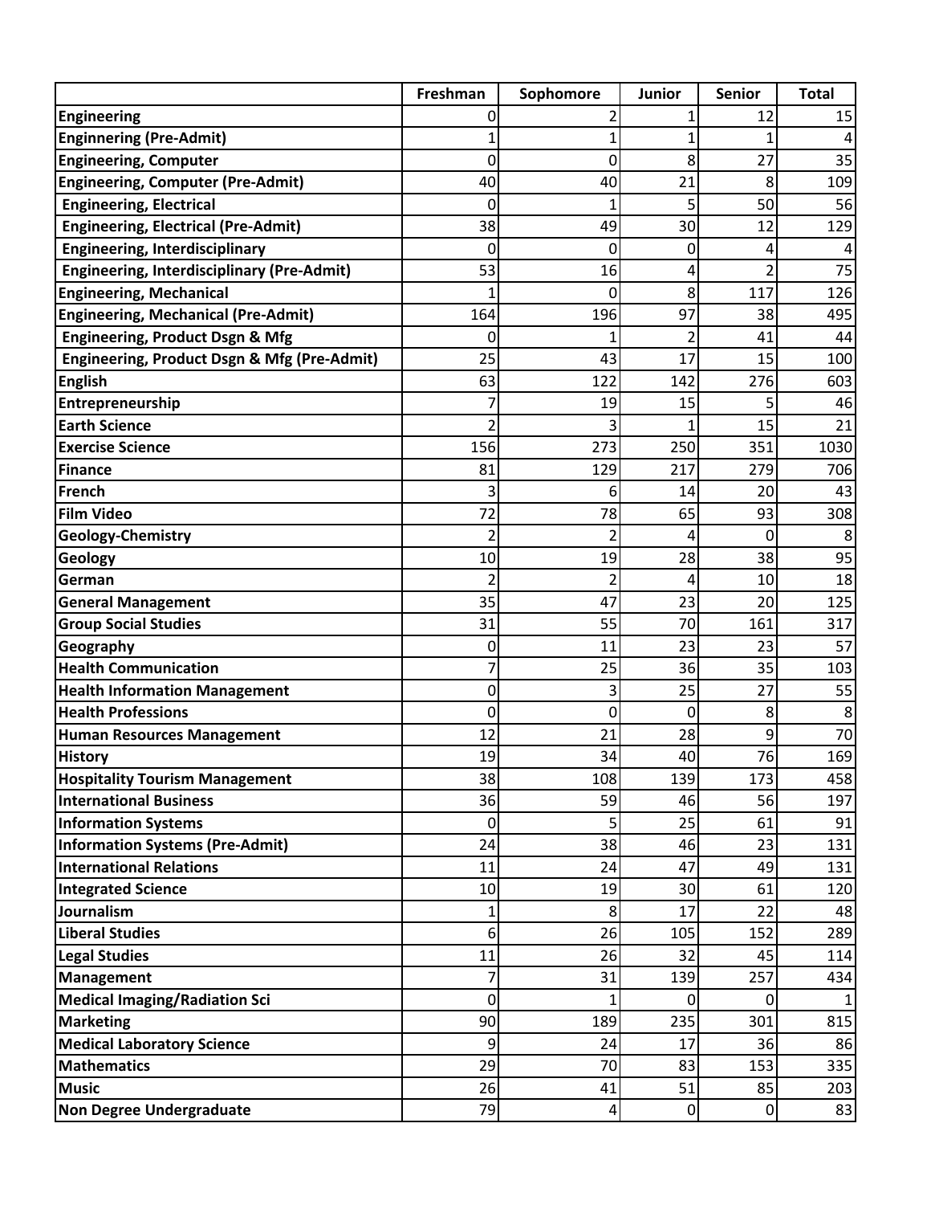| | Freshman | Sophomore | Junior | Senior | Total |
|---|---|---|---|---|---|
| **Engineering** | 0 | 2 | 1 | 12 | 15 |
| **Enginnering (Pre-Admit)** | 1 | 1 | 1 | 1 | 4 |
| **Engineering, Computer** | 0 | 0 | 8 | 27 | 35 |
| **Engineering, Computer (Pre-Admit)** | 40 | 40 | 21 | 8 | 109 |
| **Engineering, Electrical** | 0 | 1 | 5 | 50 | 56 |
| **Engineering, Electrical (Pre-Admit)** | 38 | 49 | 30 | 12 | 129 |
| **Engineering, Interdisciplinary** | 0 | 0 | 0 | 4 | 4 |
| **Engineering, Interdisciplinary (Pre-Admit)** | 53 | 16 | 4 | 2 | 75 |
| **Engineering, Mechanical** | 1 | 0 | 8 | 117 | 126 |
| **Engineering, Mechanical (Pre-Admit)** | 164 | 196 | 97 | 38 | 495 |
| **Engineering, Product Dsgn & Mfg** | 0 | 1 | 2 | 41 | 44 |
| **Engineering, Product Dsgn & Mfg (Pre-Admit)** | 25 | 43 | 17 | 15 | 100 |
| **English** | 63 | 122 | 142 | 276 | 603 |
| **Entrepreneurship** | 7 | 19 | 15 | 5 | 46 |
| **Earth Science** | 2 | 3 | 1 | 15 | 21 |
| **Exercise Science** | 156 | 273 | 250 | 351 | 1030 |
| **Finance** | 81 | 129 | 217 | 279 | 706 |
| **French** | 3 | 6 | 14 | 20 | 43 |
| **Film Video** | 72 | 78 | 65 | 93 | 308 |
| **Geology-Chemistry** | 2 | 2 | 4 | 0 | 8 |
| **Geology** | 10 | 19 | 28 | 38 | 95 |
| **German** | 2 | 2 | 4 | 10 | 18 |
| **General Management** | 35 | 47 | 23 | 20 | 125 |
| **Group Social Studies** | 31 | 55 | 70 | 161 | 317 |
| **Geography** | 0 | 11 | 23 | 23 | 57 |
| **Health Communication** | 7 | 25 | 36 | 35 | 103 |
| **Health Information Management** | 0 | 3 | 25 | 27 | 55 |
| **Health Professions** | 0 | 0 | 0 | 8 | 8 |
| **Human Resources Management** | 12 | 21 | 28 | 9 | 70 |
| **History** | 19 | 34 | 40 | 76 | 169 |
| **Hospitality Tourism Management** | 38 | 108 | 139 | 173 | 458 |
| **International Business** | 36 | 59 | 46 | 56 | 197 |
| **Information Systems** | 0 | 5 | 25 | 61 | 91 |
| **Information Systems (Pre-Admit)** | 24 | 38 | 46 | 23 | 131 |
| **International Relations** | 11 | 24 | 47 | 49 | 131 |
| **Integrated Science** | 10 | 19 | 30 | 61 | 120 |
| **Journalism** | 1 | 8 | 17 | 22 | 48 |
| **Liberal Studies** | 6 | 26 | 105 | 152 | 289 |
| **Legal Studies** | 11 | 26 | 32 | 45 | 114 |
| **Management** | 7 | 31 | 139 | 257 | 434 |
| **Medical Imaging/Radiation Sci** | 0 | 1 | 0 | 0 | 1 |
| **Marketing** | 90 | 189 | 235 | 301 | 815 |
| **Medical Laboratory Science** | 9 | 24 | 17 | 36 | 86 |
| **Mathematics** | 29 | 70 | 83 | 153 | 335 |
| **Music** | 26 | 41 | 51 | 85 | 203 |
| **Non Degree Undergraduate** | 79 | 4 | 0 | 0 | 83 |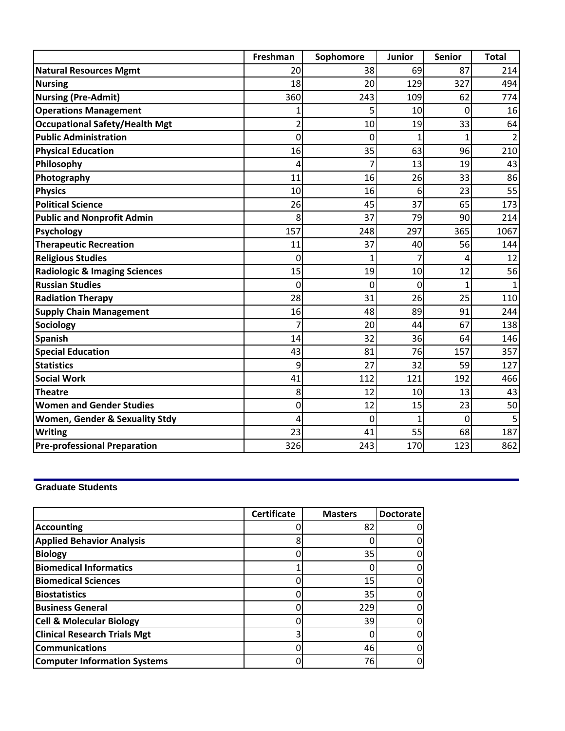| | Freshman | Sophomore | Junior | Senior | Total |
|---|---|---|---|---|---|
| **Natural Resources Mgmt** | 20 | 38 | 69 | 87 | 214 |
| **Nursing** | 18 | 20 | 129 | 327 | 494 |
| **Nursing (Pre-Admit)** | 360 | 243 | 109 | 62 | 774 |
| **Operations Management** | 1 | 5 | 10 | 0 | 16 |
| **Occupational Safety/Health Mgt** | 2 | 10 | 19 | 33 | 64 |
| **Public Administration** | 0 | 0 | 1 | 1 | 2 |
| **Physical Education** | 16 | 35 | 63 | 96 | 210 |
| **Philosophy** | 4 | 7 | 13 | 19 | 43 |
| **Photography** | 11 | 16 | 26 | 33 | 86 |
| **Physics** | 10 | 16 | 6 | 23 | 55 |
| **Political Science** | 26 | 45 | 37 | 65 | 173 |
| **Public and Nonprofit Admin** | 8 | 37 | 79 | 90 | 214 |
| **Psychology** | 157 | 248 | 297 | 365 | 1067 |
| **Therapeutic Recreation** | 11 | 37 | 40 | 56 | 144 |
| **Religious Studies** | 0 | 1 | 7 | 4 | 12 |
| **Radiologic & Imaging Sciences** | 15 | 19 | 10 | 12 | 56 |
| **Russian Studies** | 0 | 0 | 0 | 1 | 1 |
| **Radiation Therapy** | 28 | 31 | 26 | 25 | 110 |
| **Supply Chain Management** | 16 | 48 | 89 | 91 | 244 |
| **Sociology** | 7 | 20 | 44 | 67 | 138 |
| **Spanish** | 14 | 32 | 36 | 64 | 146 |
| **Special Education** | 43 | 81 | 76 | 157 | 357 |
| **Statistics** | 9 | 27 | 32 | 59 | 127 |
| **Social Work** | 41 | 112 | 121 | 192 | 466 |
| **Theatre** | 8 | 12 | 10 | 13 | 43 |
| **Women and Gender Studies** | 0 | 12 | 15 | 23 | 50 |
| **Women, Gender & Sexuality Stdy** | 4 | 0 | 1 | 0 | 5 |
| **Writing** | 23 | 41 | 55 | 68 | 187 |
| **Pre-professional Preparation** | 326 | 243 | 170 | 123 | 862 |

## Graduate Students

| | Certificate | Masters | Doctorate |
|---|---|---|---|
| **Accounting** | 0 | 82 | 0 |
| **Applied Behavior Analysis** | 8 | 0 | 0 |
| **Biology** | 0 | 35 | 0 |
| **Biomedical Informatics** | 1 | 0 | 0 |
| **Biomedical Sciences** | 0 | 15 | 0 |
| **Biostatistics** | 0 | 35 | 0 |
| **Business General** | 0 | 229 | 0 |
| **Cell & Molecular Biology** | 0 | 39 | 0 |
| **Clinical Research Trials Mgt** | 3 | 0 | 0 |
| **Communications** | 0 | 46 | 0 |
| **Computer Information Systems** | 0 | 76 | 0 |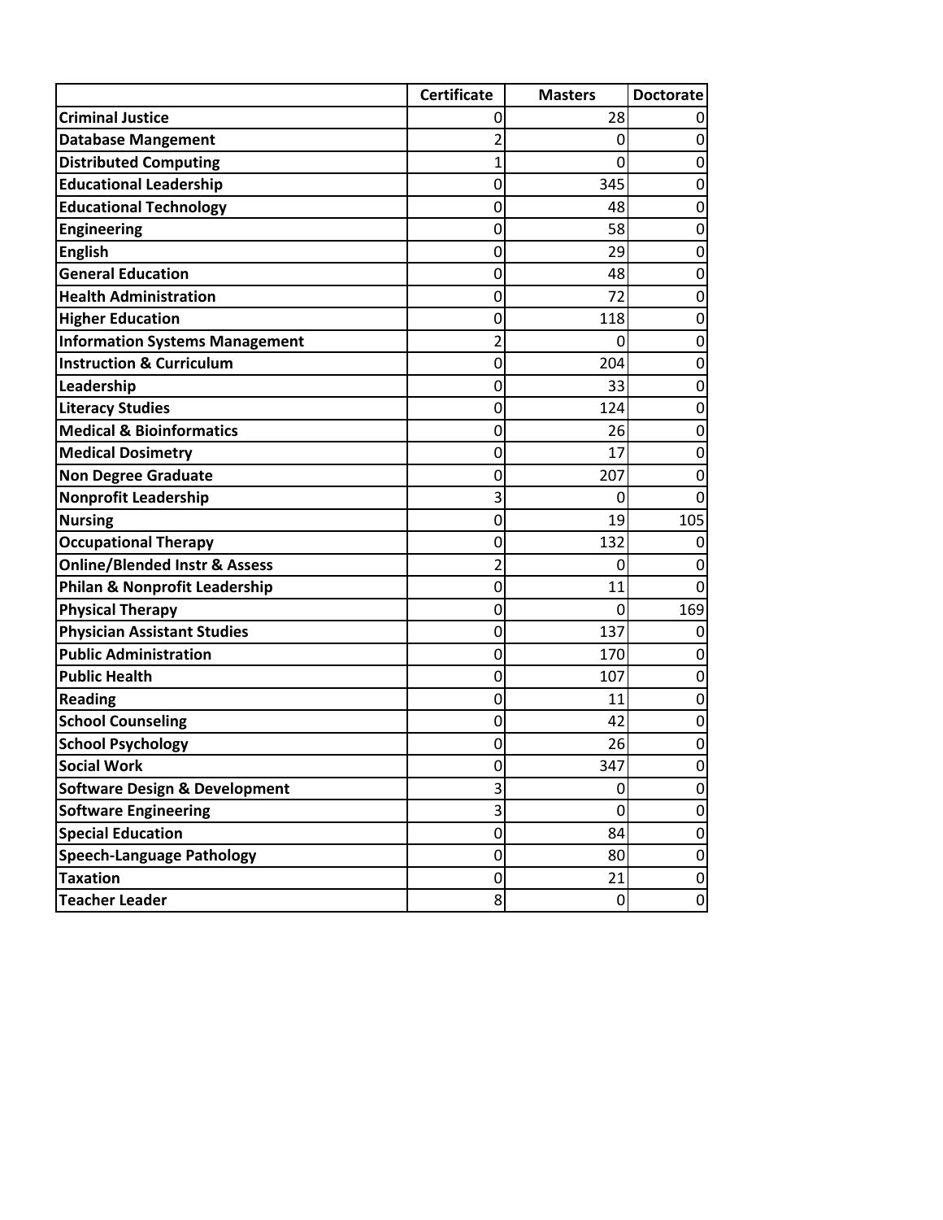| | Certificate | Masters | Doctorate |
|---|---|---|---|
| **Criminal Justice** | 0 | 28 | 0 |
| **Database Mangement** | 2 | 0 | 0 |
| **Distributed Computing** | 1 | 0 | 0 |
| **Educational Leadership** | 0 | 345 | 0 |
| **Educational Technology** | 0 | 48 | 0 |
| **Engineering** | 0 | 58 | 0 |
| **English** | 0 | 29 | 0 |
| **General Education** | 0 | 48 | 0 |
| **Health Administration** | 0 | 72 | 0 |
| **Higher Education** | 0 | 118 | 0 |
| **Information Systems Management** | 2 | 0 | 0 |
| **Instruction & Curriculum** | 0 | 204 | 0 |
| **Leadership** | 0 | 33 | 0 |
| **Literacy Studies** | 0 | 124 | 0 |
| **Medical & Bioinformatics** | 0 | 26 | 0 |
| **Medical Dosimetry** | 0 | 17 | 0 |
| **Non Degree Graduate** | 0 | 207 | 0 |
| **Nonprofit Leadership** | 3 | 0 | 0 |
| **Nursing** | 0 | 19 | 105 |
| **Occupational Therapy** | 0 | 132 | 0 |
| **Online/Blended Instr & Assess** | 2 | 0 | 0 |
| **Philan & Nonprofit Leadership** | 0 | 11 | 0 |
| **Physical Therapy** | 0 | 0 | 169 |
| **Physician Assistant Studies** | 0 | 137 | 0 |
| **Public Administration** | 0 | 170 | 0 |
| **Public Health** | 0 | 107 | 0 |
| **Reading** | 0 | 11 | 0 |
| **School Counseling** | 0 | 42 | 0 |
| **School Psychology** | 0 | 26 | 0 |
| **Social Work** | 0 | 347 | 0 |
| **Software Design & Development** | 3 | 0 | 0 |
| **Software Engineering** | 3 | 0 | 0 |
| **Special Education** | 0 | 84 | 0 |
| **Speech-Language Pathology** | 0 | 80 | 0 |
| **Taxation** | 0 | 21 | 0 |
| **Teacher Leader** | 8 | 0 | 0 |